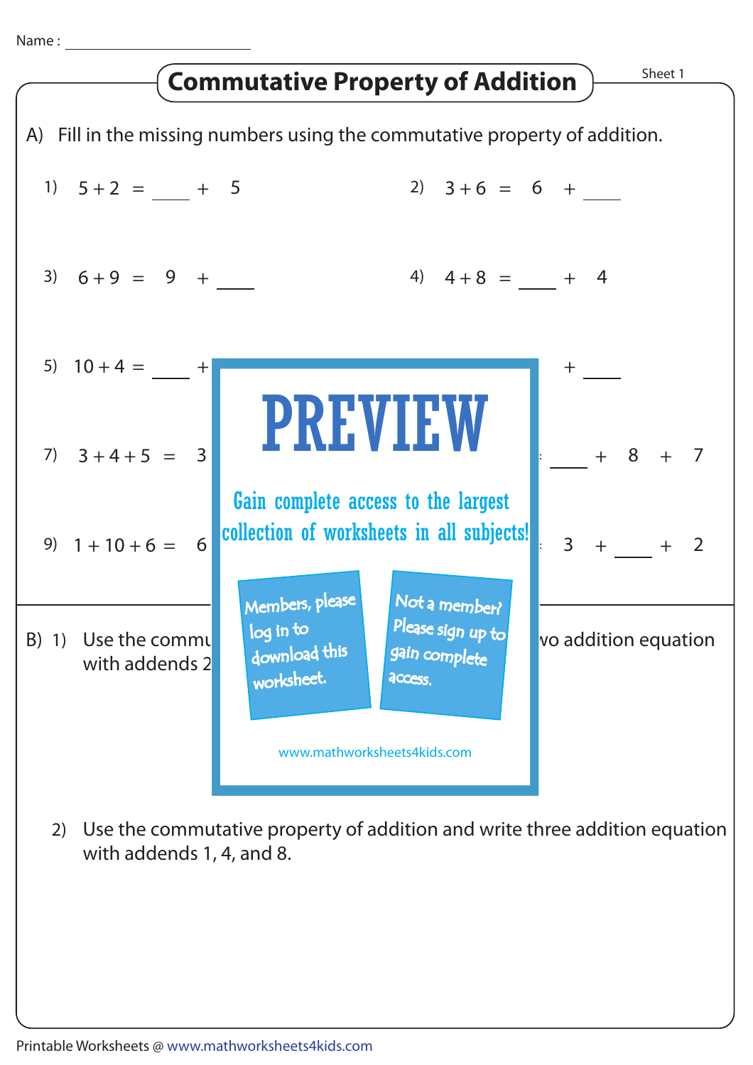Name : ____________________

# Commutative Property of Addition

Sheet 1

A) Fill in the missing numbers using the commutative property of addition.

1) $5 + 2 = \_\_\_\_ + 5$

2) $3 + 6 = 6 + \_\_\_\_$

3) $6 + 9 = 9 + \_\_\_\_$

4) $4 + 8 = \_\_\_\_ + 4$

5) $10 + 4 = \_\_\_\_ +$

6) $+ \_\_\_\_$

7) $3 + 4 + 5 = 3$

8) $\_\_\_\_ + 8 + 7$

9) $1 + 10 + 6 = 6$

10) $3 + \_\_\_\_ + 2$

PREVIEW

Gain complete access to the largest collection of worksheets in all subjects!

Members, please log in to download this worksheet.

Not a member? Please sign up to gain complete access.

www.mathworksheets4kids.com

B) 1) Use the commu... wo addition equation with addends 2...

2) Use the commutative property of addition and write three addition equation with addends 1, 4, and 8.

Printable Worksheets @ www.mathworksheets4kids.com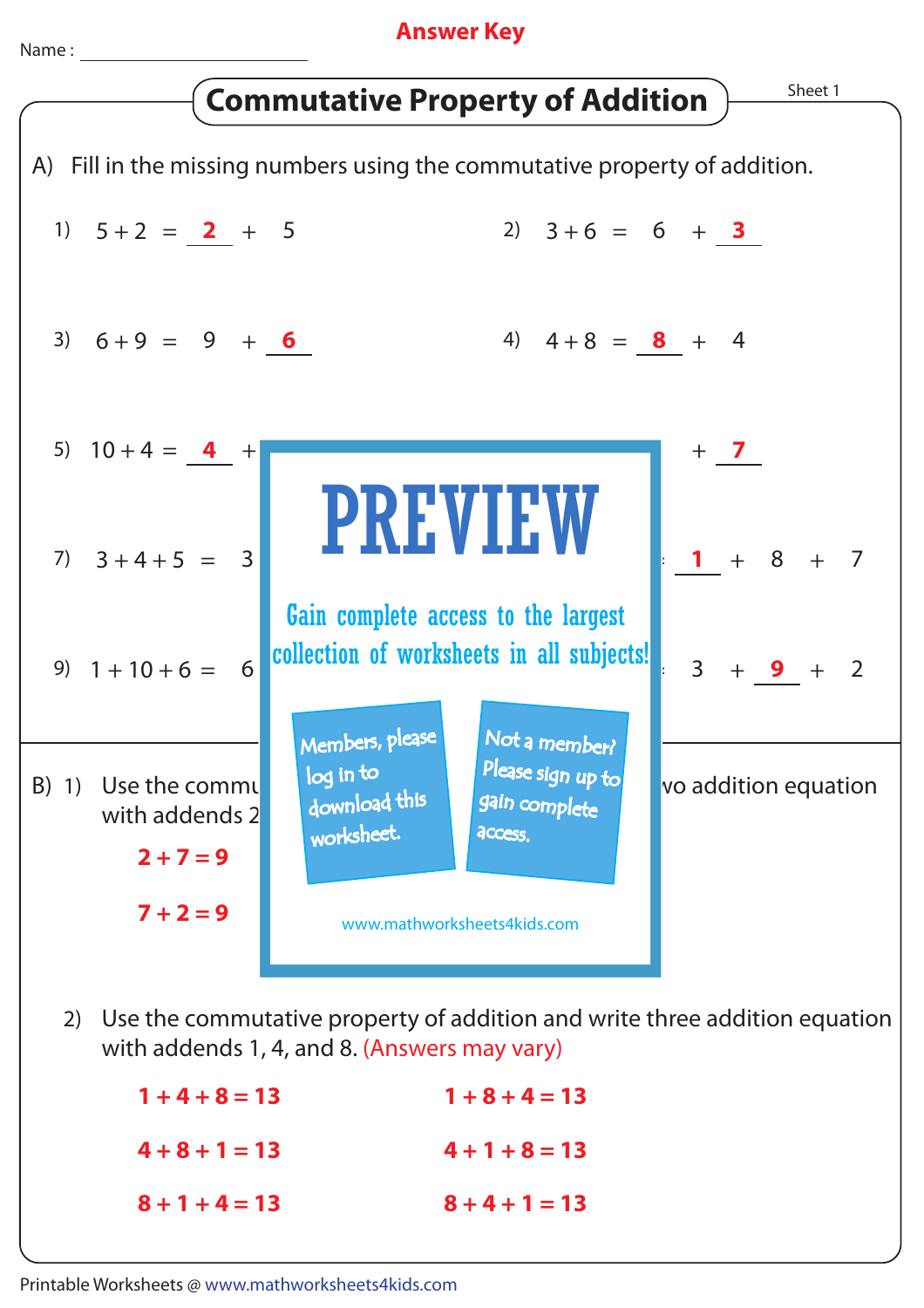**Answer Key**

Name : ____________________

# Commutative Property of Addition

Sheet 1

A) Fill in the missing numbers using the commutative property of addition.

1) $5 + 2 = \underline{2} + 5$

2) $3 + 6 = 6 + \underline{3}$

3) $6 + 9 = 9 + \underline{6}$

4) $4 + 8 = \underline{8} + 4$

5) $10 + 4 = \underline{4} +$

$+ \underline{7}$

7) $3 + 4 + 5 = 3$

$\underline{1} + 8 + 7$

9) $1 + 10 + 6 = 6$

$3 + \underline{9} + 2$

PREVIEW

Gain complete access to the largest collection of worksheets in all subjects!

Members, please log in to download this worksheet.

Not a member? Please sign up to gain complete access.

www.mathworksheets4kids.com

B) 1) Use the commu... wo addition equation with addends 2...

**$2 + 7 = 9$**

**$7 + 2 = 9$**

2) Use the commutative property of addition and write three addition equation with addends 1, 4, and 8. (Answers may vary)

**$1 + 4 + 8 = 13$**

**$1 + 8 + 4 = 13$**

**$4 + 8 + 1 = 13$**

**$4 + 1 + 8 = 13$**

**$8 + 1 + 4 = 13$**

**$8 + 4 + 1 = 13$**

Printable Worksheets @ www.mathworksheets4kids.com